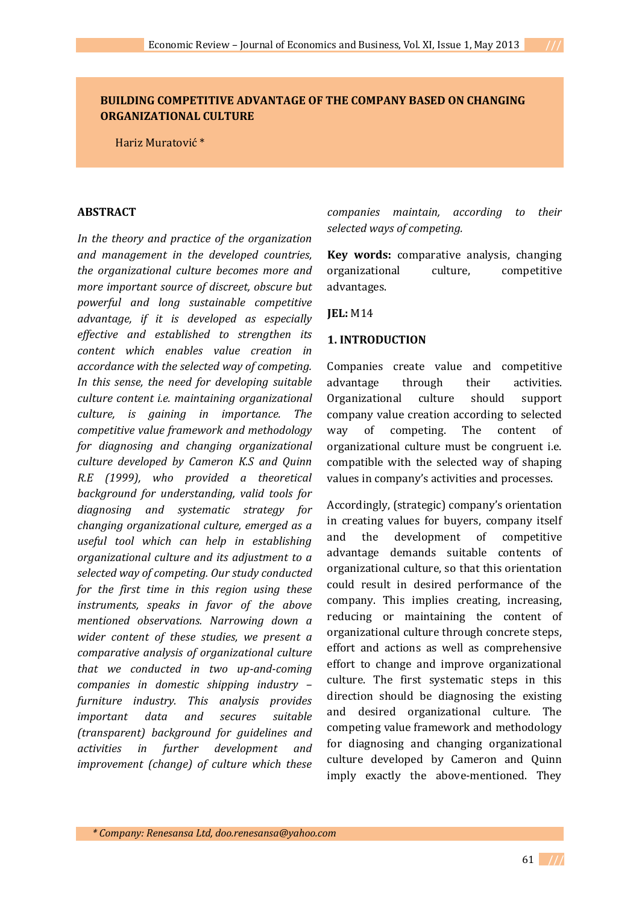# BUILDING COMPETITIVE ADVANTAGE OF THE COMPANY BASED ON CHANGING ORGANIZATIONAL CULTURE

Hariz Muratović *

## ABSTRACT

*In the theory and practice of the organization and management in the developed countries, the organizational culture becomes more and more important source of discreet, obscure but powerful and long sustainable competitive advantage, if it is developed as especially effective and established to strengthen its content which enables value creation in accordance with the selected way of competing. In this sense, the need for developing suitable culture content i.e. maintaining organizational culture, is gaining in importance. The competitive value framework and methodology for diagnosing and changing organizational culture developed by Cameron K.S and Quinn R.E (1999), who provided a theoretical background for understanding, valid tools for diagnosing and systematic strategy for changing organizational culture, emerged as a useful tool which can help in establishing organizational culture and its adjustment to a selected way of competing. Our study conducted for the first time in this region using these instruments, speaks in favor of the above mentioned observations. Narrowing down a wider content of these studies, we present a comparative analysis of organizational culture that we conducted in two up-and-coming companies in domestic shipping industry – furniture industry. This analysis provides important data and secures suitable (transparent) background for guidelines and activities in further development and improvement (change) of culture which these companies maintain, according to their selected ways of competing.*

**Key words:** comparative analysis, changing organizational culture, competitive advantages.

**JEL:** M14

## 1. INTRODUCTION

Companies create value and competitive advantage through their activities. Organizational culture should support company value creation according to selected way of competing. The content of organizational culture must be congruent i.e. compatible with the selected way of shaping values in company's activities and processes.

Accordingly, (strategic) company's orientation in creating values for buyers, company itself and the development of competitive advantage demands suitable contents of organizational culture, so that this orientation could result in desired performance of the company. This implies creating, increasing, reducing or maintaining the content of organizational culture through concrete steps, effort and actions as well as comprehensive effort to change and improve organizational culture. The first systematic steps in this direction should be diagnosing the existing and desired organizational culture. The competing value framework and methodology for diagnosing and changing organizational culture developed by Cameron and Quinn imply exactly the above-mentioned. They

*\* Company: Renesansa Ltd, doo.renesansa@yahoo.com*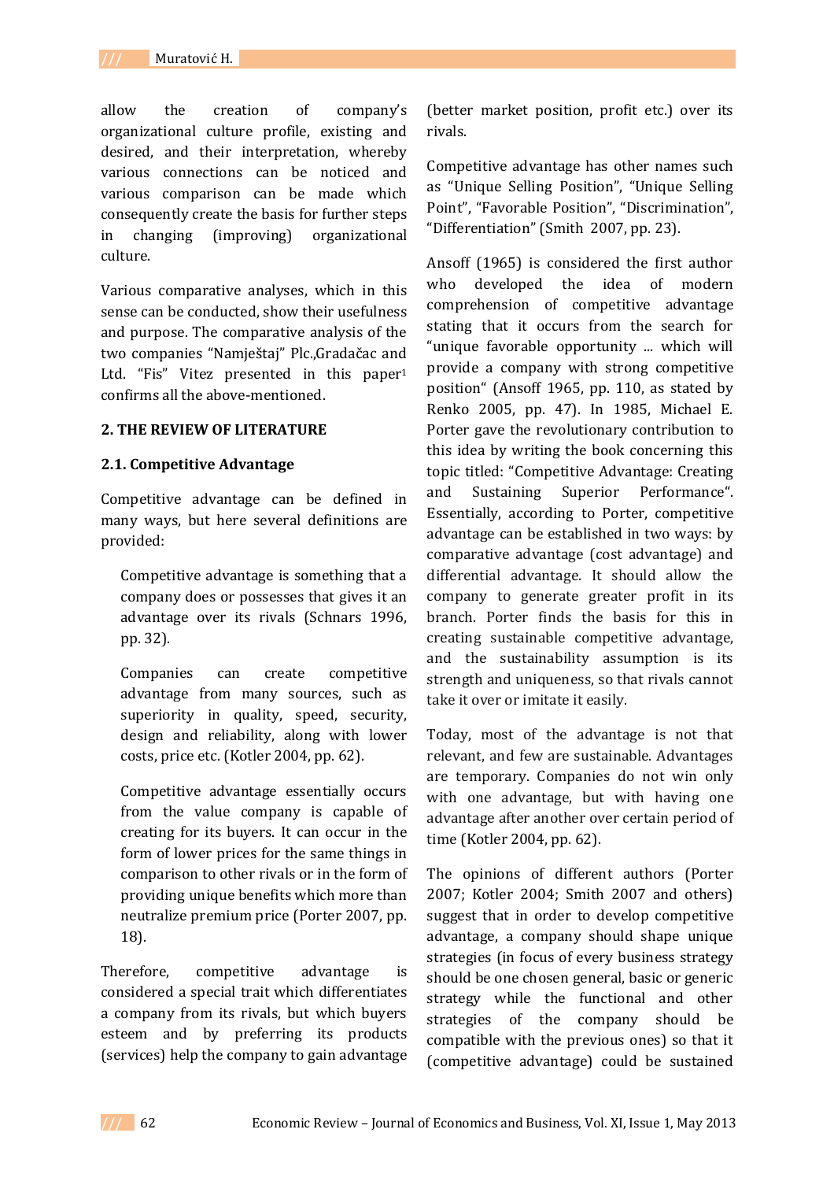allow the creation of company's organizational culture profile, existing and desired, and their interpretation, whereby various connections can be noticed and various comparison can be made which consequently create the basis for further steps in changing (improving) organizational culture.

Various comparative analyses, which in this sense can be conducted, show their usefulness and purpose. The comparative analysis of the two companies "Namještaj" Plc.,Gradačac and Ltd. "Fis" Vitez presented in this paper[1] confirms all the above-mentioned.

## 2. THE REVIEW OF LITERATURE

### 2.1. Competitive Advantage

Competitive advantage can be defined in many ways, but here several definitions are provided:

> Competitive advantage is something that a company does or possesses that gives it an advantage over its rivals (Schnars 1996, pp. 32).
>
> Companies can create competitive advantage from many sources, such as superiority in quality, speed, security, design and reliability, along with lower costs, price etc. (Kotler 2004, pp. 62).
>
> Competitive advantage essentially occurs from the value company is capable of creating for its buyers. It can occur in the form of lower prices for the same things in comparison to other rivals or in the form of providing unique benefits which more than neutralize premium price (Porter 2007, pp. 18).

Therefore, competitive advantage is considered a special trait which differentiates a company from its rivals, but which buyers esteem and by preferring its products (services) help the company to gain advantage (better market position, profit etc.) over its rivals.

Competitive advantage has other names such as "Unique Selling Position", "Unique Selling Point", "Favorable Position", "Discrimination", "Differentiation" (Smith 2007, pp. 23).

Ansoff (1965) is considered the first author who developed the idea of modern comprehension of competitive advantage stating that it occurs from the search for "unique favorable opportunity ... which will provide a company with strong competitive position" (Ansoff 1965, pp. 110, as stated by Renko 2005, pp. 47). In 1985, Michael E. Porter gave the revolutionary contribution to this idea by writing the book concerning this topic titled: "Competitive Advantage: Creating and Sustaining Superior Performance". Essentially, according to Porter, competitive advantage can be established in two ways: by comparative advantage (cost advantage) and differential advantage. It should allow the company to generate greater profit in its branch. Porter finds the basis for this in creating sustainable competitive advantage, and the sustainability assumption is its strength and uniqueness, so that rivals cannot take it over or imitate it easily.

Today, most of the advantage is not that relevant, and few are sustainable. Advantages are temporary. Companies do not win only with one advantage, but with having one advantage after another over certain period of time (Kotler 2004, pp. 62).

The opinions of different authors (Porter 2007; Kotler 2004; Smith 2007 and others) suggest that in order to develop competitive advantage, a company should shape unique strategies (in focus of every business strategy should be one chosen general, basic or generic strategy while the functional and other strategies of the company should be compatible with the previous ones) so that it (competitive advantage) could be sustained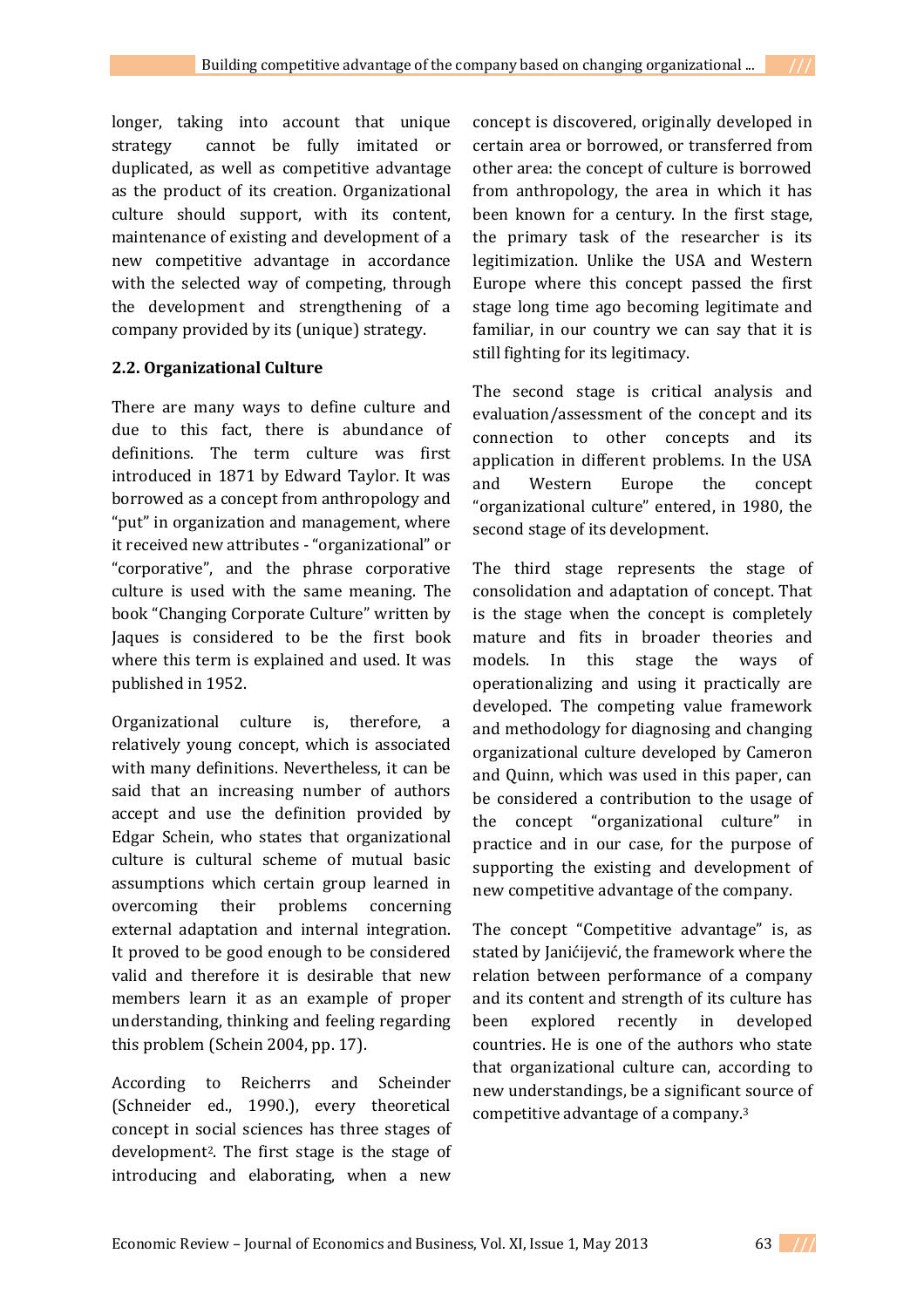longer, taking into account that unique strategy cannot be fully imitated or duplicated, as well as competitive advantage as the product of its creation. Organizational culture should support, with its content, maintenance of existing and development of a new competitive advantage in accordance with the selected way of competing, through the development and strengthening of a company provided by its (unique) strategy.

### 2.2. Organizational Culture

There are many ways to define culture and due to this fact, there is abundance of definitions. The term culture was first introduced in 1871 by Edward Taylor. It was borrowed as a concept from anthropology and "put" in organization and management, where it received new attributes - "organizational" or "corporative", and the phrase corporative culture is used with the same meaning. The book "Changing Corporate Culture" written by Jaques is considered to be the first book where this term is explained and used. It was published in 1952.

Organizational culture is, therefore, a relatively young concept, which is associated with many definitions. Nevertheless, it can be said that an increasing number of authors accept and use the definition provided by Edgar Schein, who states that organizational culture is cultural scheme of mutual basic assumptions which certain group learned in overcoming their problems concerning external adaptation and internal integration. It proved to be good enough to be considered valid and therefore it is desirable that new members learn it as an example of proper understanding, thinking and feeling regarding this problem (Schein 2004, pp. 17).

According to Reicherrs and Scheinder (Schneider ed., 1990.), every theoretical concept in social sciences has three stages of development[2]. The first stage is the stage of introducing and elaborating, when a new concept is discovered, originally developed in certain area or borrowed, or transferred from other area: the concept of culture is borrowed from anthropology, the area in which it has been known for a century. In the first stage, the primary task of the researcher is its legitimization. Unlike the USA and Western Europe where this concept passed the first stage long time ago becoming legitimate and familiar, in our country we can say that it is still fighting for its legitimacy.

The second stage is critical analysis and evaluation/assessment of the concept and its connection to other concepts and its application in different problems. In the USA and Western Europe the concept "organizational culture" entered, in 1980, the second stage of its development.

The third stage represents the stage of consolidation and adaptation of concept. That is the stage when the concept is completely mature and fits in broader theories and models. In this stage the ways of operationalizing and using it practically are developed. The competing value framework and methodology for diagnosing and changing organizational culture developed by Cameron and Quinn, which was used in this paper, can be considered a contribution to the usage of the concept "organizational culture" in practice and in our case, for the purpose of supporting the existing and development of new competitive advantage of the company.

The concept "Competitive advantage" is, as stated by Janićijević, the framework where the relation between performance of a company and its content and strength of its culture has been explored recently in developed countries. He is one of the authors who state that organizational culture can, according to new understandings, be a significant source of competitive advantage of a company.[3]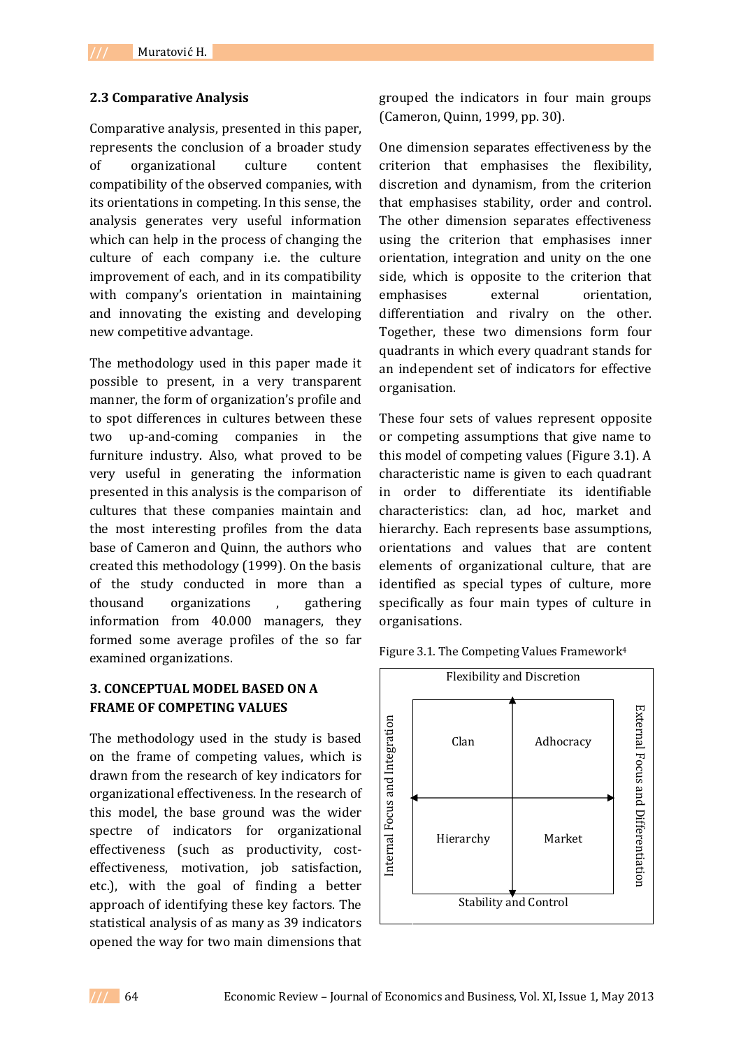## 2.3 Comparative Analysis

Comparative analysis, presented in this paper, represents the conclusion of a broader study of organizational culture content compatibility of the observed companies, with its orientations in competing. In this sense, the analysis generates very useful information which can help in the process of changing the culture of each company i.e. the culture improvement of each, and in its compatibility with company's orientation in maintaining and innovating the existing and developing new competitive advantage.

The methodology used in this paper made it possible to present, in a very transparent manner, the form of organization's profile and to spot differences in cultures between these two up-and-coming companies in the furniture industry. Also, what proved to be very useful in generating the information presented in this analysis is the comparison of cultures that these companies maintain and the most interesting profiles from the data base of Cameron and Quinn, the authors who created this methodology (1999). On the basis of the study conducted in more than a thousand organizations , gathering information from 40.000 managers, they formed some average profiles of the so far examined organizations.

# 3. CONCEPTUAL MODEL BASED ON A FRAME OF COMPETING VALUES

The methodology used in the study is based on the frame of competing values, which is drawn from the research of key indicators for organizational effectiveness. In the research of this model, the base ground was the wider spectre of indicators for organizational effectiveness (such as productivity, cost-effectiveness, motivation, job satisfaction, etc.), with the goal of finding a better approach of identifying these key factors. The statistical analysis of as many as 39 indicators opened the way for two main dimensions that grouped the indicators in four main groups (Cameron, Quinn, 1999, pp. 30).

One dimension separates effectiveness by the criterion that emphasises the flexibility, discretion and dynamism, from the criterion that emphasises stability, order and control. The other dimension separates effectiveness using the criterion that emphasises inner orientation, integration and unity on the one side, which is opposite to the criterion that emphasises external orientation, differentiation and rivalry on the other. Together, these two dimensions form four quadrants in which every quadrant stands for an independent set of indicators for effective organisation.

These four sets of values represent opposite or competing assumptions that give name to this model of competing values (Figure 3.1). A characteristic name is given to each quadrant in order to differentiate its identifiable characteristics: clan, ad hoc, market and hierarchy. Each represents base assumptions, orientations and values that are content elements of organizational culture, that are identified as special types of culture, more specifically as four main types of culture in organisations.

Figure 3.1. The Competing Values Framework[4]

| Flexibility and Discretion | | |
|---|---|---|
| Internal Focus and Integration | Clan | Adhocracy | External Focus and Differentiation |
| | Hierarchy | Market | |
| Stability and Control | | |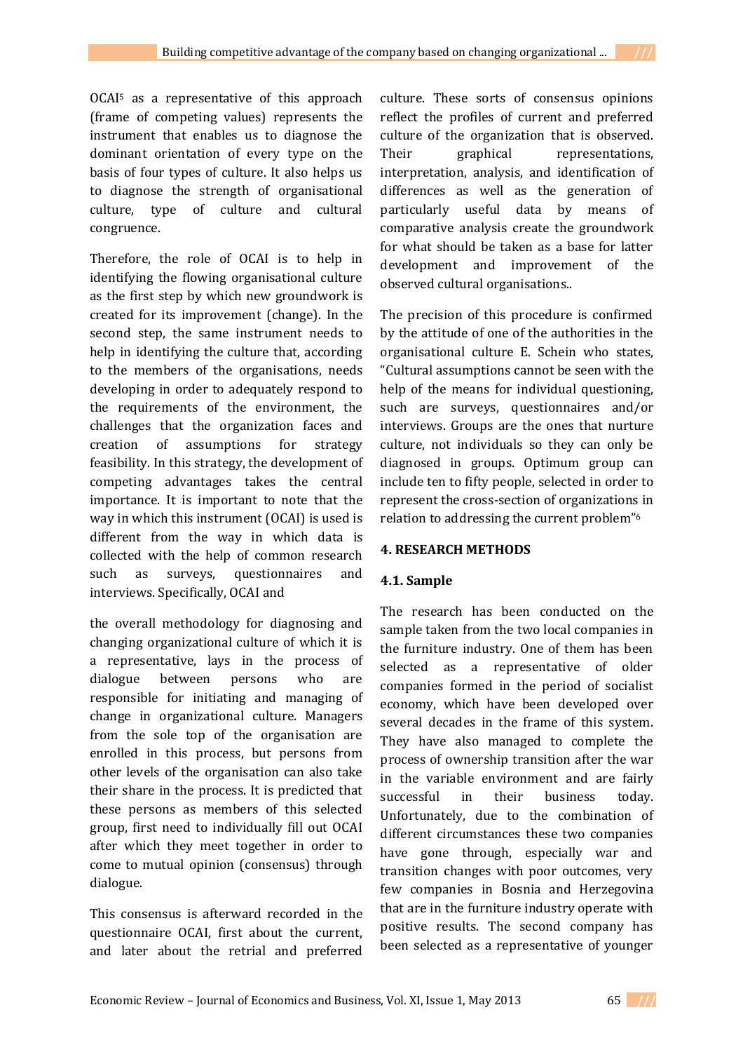OCAI[5] as a representative of this approach (frame of competing values) represents the instrument that enables us to diagnose the dominant orientation of every type on the basis of four types of culture. It also helps us to diagnose the strength of organisational culture, type of culture and cultural congruence.

Therefore, the role of OCAI is to help in identifying the flowing organisational culture as the first step by which new groundwork is created for its improvement (change). In the second step, the same instrument needs to help in identifying the culture that, according to the members of the organisations, needs developing in order to adequately respond to the requirements of the environment, the challenges that the organization faces and creation of assumptions for strategy feasibility. In this strategy, the development of competing advantages takes the central importance. It is important to note that the way in which this instrument (OCAI) is used is different from the way in which data is collected with the help of common research such as surveys, questionnaires and interviews. Specifically, OCAI and the overall methodology for diagnosing and changing organizational culture of which it is a representative, lays in the process of dialogue between persons who are responsible for initiating and managing of change in organizational culture. Managers from the sole top of the organisation are enrolled in this process, but persons from other levels of the organisation can also take their share in the process. It is predicted that these persons as members of this selected group, first need to individually fill out OCAI after which they meet together in order to come to mutual opinion (consensus) through dialogue.

This consensus is afterward recorded in the questionnaire OCAI, first about the current, and later about the retrial and preferred culture. These sorts of consensus opinions reflect the profiles of current and preferred culture of the organization that is observed. Their graphical representations, interpretation, analysis, and identification of differences as well as the generation of particularly useful data by means of comparative analysis create the groundwork for what should be taken as a base for latter development and improvement of the observed cultural organisations..

The precision of this procedure is confirmed by the attitude of one of the authorities in the organisational culture E. Schein who states, "Cultural assumptions cannot be seen with the help of the means for individual questioning, such are surveys, questionnaires and/or interviews. Groups are the ones that nurture culture, not individuals so they can only be diagnosed in groups. Optimum group can include ten to fifty people, selected in order to represent the cross-section of organizations in relation to addressing the current problem"[6]

## 4. RESEARCH METHODS

### 4.1. Sample

The research has been conducted on the sample taken from the two local companies in the furniture industry. One of them has been selected as a representative of older companies formed in the period of socialist economy, which have been developed over several decades in the frame of this system. They have also managed to complete the process of ownership transition after the war in the variable environment and are fairly successful in their business today. Unfortunately, due to the combination of different circumstances these two companies have gone through, especially war and transition changes with poor outcomes, very few companies in Bosnia and Herzegovina that are in the furniture industry operate with positive results. The second company has been selected as a representative of younger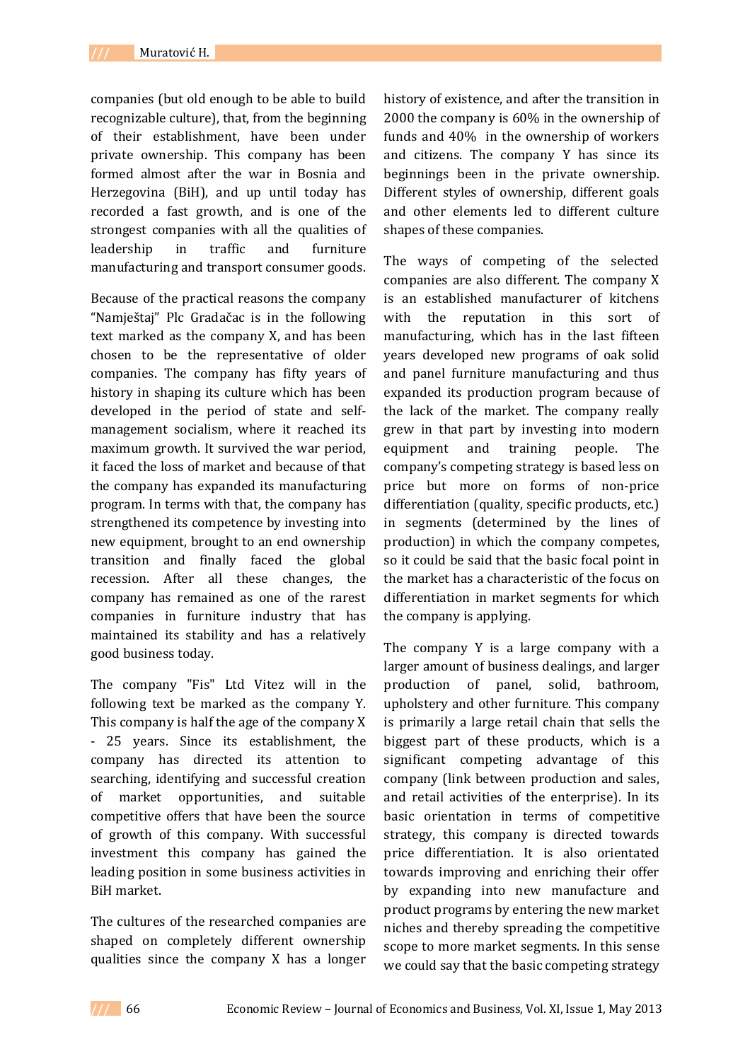companies (but old enough to be able to build recognizable culture), that, from the beginning of their establishment, have been under private ownership. This company has been formed almost after the war in Bosnia and Herzegovina (BiH), and up until today has recorded a fast growth, and is one of the strongest companies with all the qualities of leadership in traffic and furniture manufacturing and transport consumer goods.

Because of the practical reasons the company "Namještaj" Plc Gradačac is in the following text marked as the company X, and has been chosen to be the representative of older companies. The company has fifty years of history in shaping its culture which has been developed in the period of state and self-management socialism, where it reached its maximum growth. It survived the war period, it faced the loss of market and because of that the company has expanded its manufacturing program. In terms with that, the company has strengthened its competence by investing into new equipment, brought to an end ownership transition and finally faced the global recession. After all these changes, the company has remained as one of the rarest companies in furniture industry that has maintained its stability and has a relatively good business today.

The company "Fis" Ltd Vitez will in the following text be marked as the company Y. This company is half the age of the company X - 25 years. Since its establishment, the company has directed its attention to searching, identifying and successful creation of market opportunities, and suitable competitive offers that have been the source of growth of this company. With successful investment this company has gained the leading position in some business activities in BiH market.

The cultures of the researched companies are shaped on completely different ownership qualities since the company X has a longer history of existence, and after the transition in 2000 the company is 60% in the ownership of funds and 40% in the ownership of workers and citizens. The company Y has since its beginnings been in the private ownership. Different styles of ownership, different goals and other elements led to different culture shapes of these companies.

The ways of competing of the selected companies are also different. The company X is an established manufacturer of kitchens with the reputation in this sort of manufacturing, which has in the last fifteen years developed new programs of oak solid and panel furniture manufacturing and thus expanded its production program because of the lack of the market. The company really grew in that part by investing into modern equipment and training people. The company's competing strategy is based less on price but more on forms of non-price differentiation (quality, specific products, etc.) in segments (determined by the lines of production) in which the company competes, so it could be said that the basic focal point in the market has a characteristic of the focus on differentiation in market segments for which the company is applying.

The company Y is a large company with a larger amount of business dealings, and larger production of panel, solid, bathroom, upholstery and other furniture. This company is primarily a large retail chain that sells the biggest part of these products, which is a significant competing advantage of this company (link between production and sales, and retail activities of the enterprise). In its basic orientation in terms of competitive strategy, this company is directed towards price differentiation. It is also orientated towards improving and enriching their offer by expanding into new manufacture and product programs by entering the new market niches and thereby spreading the competitive scope to more market segments. In this sense we could say that the basic competing strategy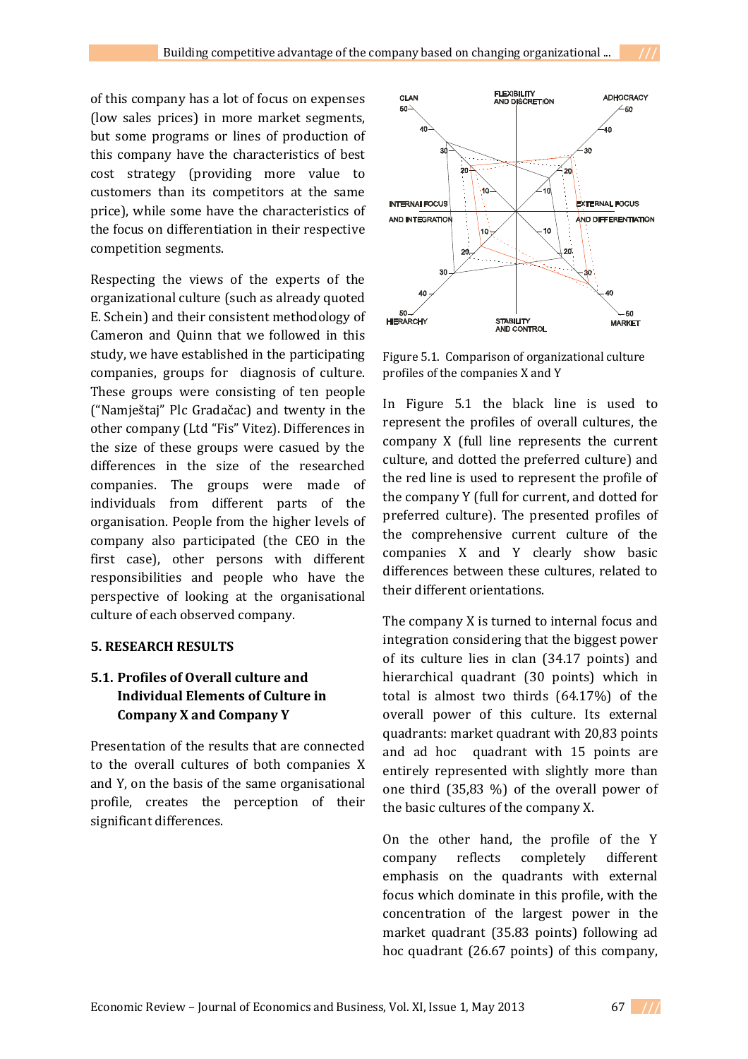of this company has a lot of focus on expenses (low sales prices) in more market segments, but some programs or lines of production of this company have the characteristics of best cost strategy (providing more value to customers than its competitors at the same price), while some have the characteristics of the focus on differentiation in their respective competition segments.

Respecting the views of the experts of the organizational culture (such as already quoted E. Schein) and their consistent methodology of Cameron and Quinn that we followed in this study, we have established in the participating companies, groups for diagnosis of culture. These groups were consisting of ten people ("Namještaj" Plc Gradačac) and twenty in the other company (Ltd "Fis" Vitez). Differences in the size of these groups were casued by the differences in the size of the researched companies. The groups were made of individuals from different parts of the organisation. People from the higher levels of company also participated (the CEO in the first case), other persons with different responsibilities and people who have the perspective of looking at the organisational culture of each observed company.

## 5. RESEARCH RESULTS

### 5.1. Profiles of Overall culture and Individual Elements of Culture in Company X and Company Y

Presentation of the results that are connected to the overall cultures of both companies X and Y, on the basis of the same organisational profile, creates the perception of their significant differences.

Figure 5.1. Comparison of organizational culture profiles of the companies X and Y

In Figure 5.1 the black line is used to represent the profiles of overall cultures, the company X (full line represents the current culture, and dotted the preferred culture) and the red line is used to represent the profile of the company Y (full for current, and dotted for preferred culture). The presented profiles of the comprehensive current culture of the companies X and Y clearly show basic differences between these cultures, related to their different orientations.

The company X is turned to internal focus and integration considering that the biggest power of its culture lies in clan (34.17 points) and hierarchical quadrant (30 points) which in total is almost two thirds (64.17%) of the overall power of this culture. Its external quadrants: market quadrant with 20,83 points and ad hoc quadrant with 15 points are entirely represented with slightly more than one third (35,83 %) of the overall power of the basic cultures of the company X.

On the other hand, the profile of the Y company reflects completely different emphasis on the quadrants with external focus which dominate in this profile, with the concentration of the largest power in the market quadrant (35.83 points) following ad hoc quadrant (26.67 points) of this company,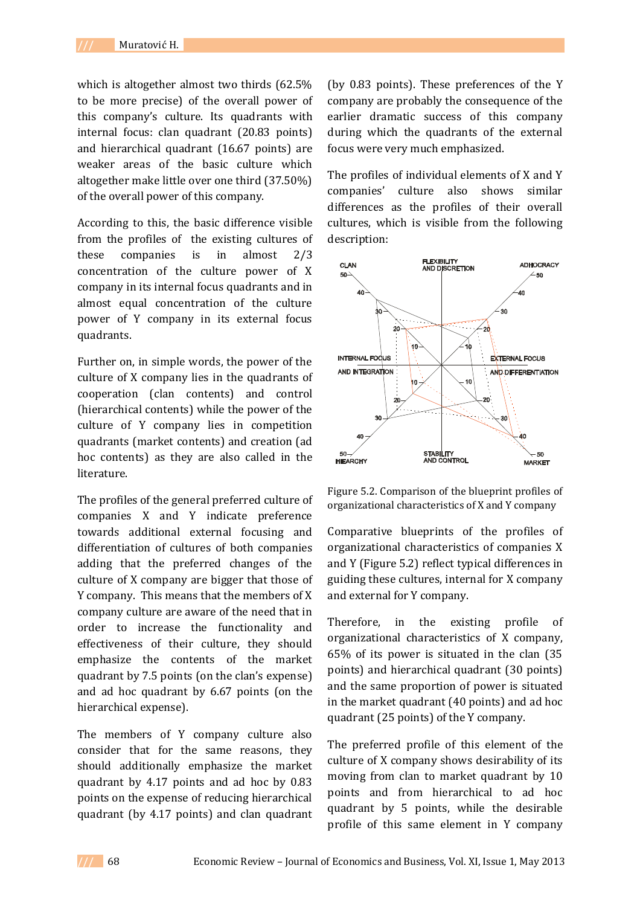which is altogether almost two thirds (62.5% to be more precise) of the overall power of this company's culture. Its quadrants with internal focus: clan quadrant (20.83 points) and hierarchical quadrant (16.67 points) are weaker areas of the basic culture which altogether make little over one third (37.50%) of the overall power of this company.

According to this, the basic difference visible from the profiles of the existing cultures of these companies is in almost 2/3 concentration of the culture power of X company in its internal focus quadrants and in almost equal concentration of the culture power of Y company in its external focus quadrants.

Further on, in simple words, the power of the culture of X company lies in the quadrants of cooperation (clan contents) and control (hierarchical contents) while the power of the culture of Y company lies in competition quadrants (market contents) and creation (ad hoc contents) as they are also called in the literature.

The profiles of the general preferred culture of companies X and Y indicate preference towards additional external focusing and differentiation of cultures of both companies adding that the preferred changes of the culture of X company are bigger that those of Y company. This means that the members of X company culture are aware of the need that in order to increase the functionality and effectiveness of their culture, they should emphasize the contents of the market quadrant by 7.5 points (on the clan's expense) and ad hoc quadrant by 6.67 points (on the hierarchical expense).

The members of Y company culture also consider that for the same reasons, they should additionally emphasize the market quadrant by 4.17 points and ad hoc by 0.83 points on the expense of reducing hierarchical quadrant (by 4.17 points) and clan quadrant (by 0.83 points). These preferences of the Y company are probably the consequence of the earlier dramatic success of this company during which the quadrants of the external focus were very much emphasized.

The profiles of individual elements of X and Y companies' culture also shows similar differences as the profiles of their overall cultures, which is visible from the following description:

Figure 5.2. Comparison of the blueprint profiles of organizational characteristics of X and Y company

Comparative blueprints of the profiles of organizational characteristics of companies X and Y (Figure 5.2) reflect typical differences in guiding these cultures, internal for X company and external for Y company.

Therefore, in the existing profile of organizational characteristics of X company, 65% of its power is situated in the clan (35 points) and hierarchical quadrant (30 points) and the same proportion of power is situated in the market quadrant (40 points) and ad hoc quadrant (25 points) of the Y company.

The preferred profile of this element of the culture of X company shows desirability of its moving from clan to market quadrant by 10 points and from hierarchical to ad hoc quadrant by 5 points, while the desirable profile of this same element in Y company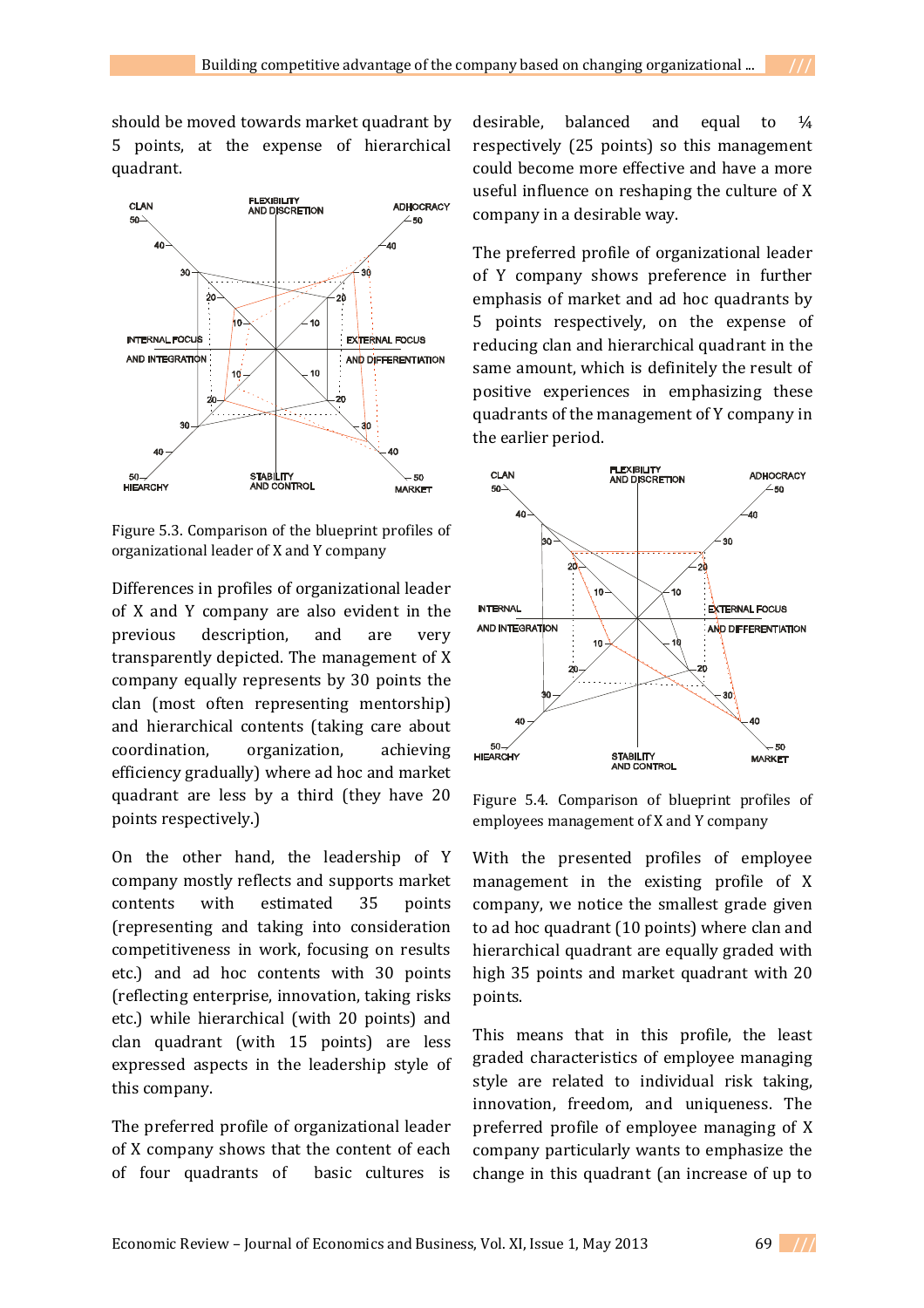should be moved towards market quadrant by 5 points, at the expense of hierarchical quadrant.

Figure 5.3. Comparison of the blueprint profiles of organizational leader of X and Y company

Differences in profiles of organizational leader of X and Y company are also evident in the previous description, and are very transparently depicted. The management of X company equally represents by 30 points the clan (most often representing mentorship) and hierarchical contents (taking care about coordination, organization, achieving efficiency gradually) where ad hoc and market quadrant are less by a third (they have 20 points respectively.)

On the other hand, the leadership of Y company mostly reflects and supports market contents with estimated 35 points (representing and taking into consideration competitiveness in work, focusing on results etc.) and ad hoc contents with 30 points (reflecting enterprise, innovation, taking risks etc.) while hierarchical (with 20 points) and clan quadrant (with 15 points) are less expressed aspects in the leadership style of this company.

The preferred profile of organizational leader of X company shows that the content of each of four quadrants of basic cultures is desirable, balanced and equal to ¼ respectively (25 points) so this management could become more effective and have a more useful influence on reshaping the culture of X company in a desirable way.

The preferred profile of organizational leader of Y company shows preference in further emphasis of market and ad hoc quadrants by 5 points respectively, on the expense of reducing clan and hierarchical quadrant in the same amount, which is definitely the result of positive experiences in emphasizing these quadrants of the management of Y company in the earlier period.

Figure 5.4. Comparison of blueprint profiles of employees management of X and Y company

With the presented profiles of employee management in the existing profile of X company, we notice the smallest grade given to ad hoc quadrant (10 points) where clan and hierarchical quadrant are equally graded with high 35 points and market quadrant with 20 points.

This means that in this profile, the least graded characteristics of employee managing style are related to individual risk taking, innovation, freedom, and uniqueness. The preferred profile of employee managing of X company particularly wants to emphasize the change in this quadrant (an increase of up to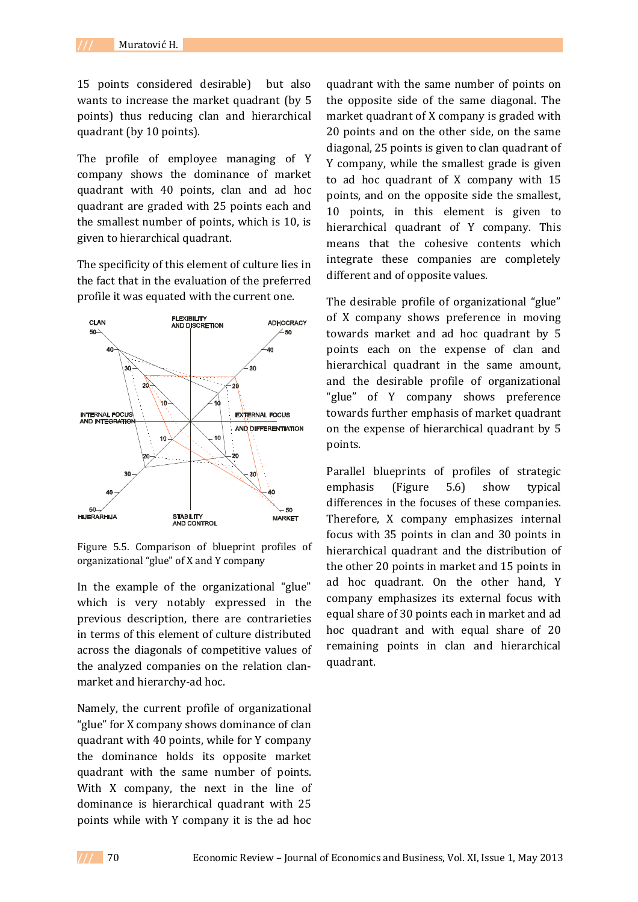15 points considered desirable) but also wants to increase the market quadrant (by 5 points) thus reducing clan and hierarchical quadrant (by 10 points).

The profile of employee managing of Y company shows the dominance of market quadrant with 40 points, clan and ad hoc quadrant are graded with 25 points each and the smallest number of points, which is 10, is given to hierarchical quadrant.

The specificity of this element of culture lies in the fact that in the evaluation of the preferred profile it was equated with the current one.

Figure 5.5. Comparison of blueprint profiles of organizational "glue" of X and Y company

In the example of the organizational "glue" which is very notably expressed in the previous description, there are contrarieties in terms of this element of culture distributed across the diagonals of competitive values of the analyzed companies on the relation clan-market and hierarchy-ad hoc.

Namely, the current profile of organizational "glue" for X company shows dominance of clan quadrant with 40 points, while for Y company the dominance holds its opposite market quadrant with the same number of points. With X company, the next in the line of dominance is hierarchical quadrant with 25 points while with Y company it is the ad hoc quadrant with the same number of points on the opposite side of the same diagonal. The market quadrant of X company is graded with 20 points and on the other side, on the same diagonal, 25 points is given to clan quadrant of Y company, while the smallest grade is given to ad hoc quadrant of X company with 15 points, and on the opposite side the smallest, 10 points, in this element is given to hierarchical quadrant of Y company. This means that the cohesive contents which integrate these companies are completely different and of opposite values.

The desirable profile of organizational "glue" of X company shows preference in moving towards market and ad hoc quadrant by 5 points each on the expense of clan and hierarchical quadrant in the same amount, and the desirable profile of organizational "glue" of Y company shows preference towards further emphasis of market quadrant on the expense of hierarchical quadrant by 5 points.

Parallel blueprints of profiles of strategic emphasis (Figure 5.6) show typical differences in the focuses of these companies. Therefore, X company emphasizes internal focus with 35 points in clan and 30 points in hierarchical quadrant and the distribution of the other 20 points in market and 15 points in ad hoc quadrant. On the other hand, Y company emphasizes its external focus with equal share of 30 points each in market and ad hoc quadrant and with equal share of 20 remaining points in clan and hierarchical quadrant.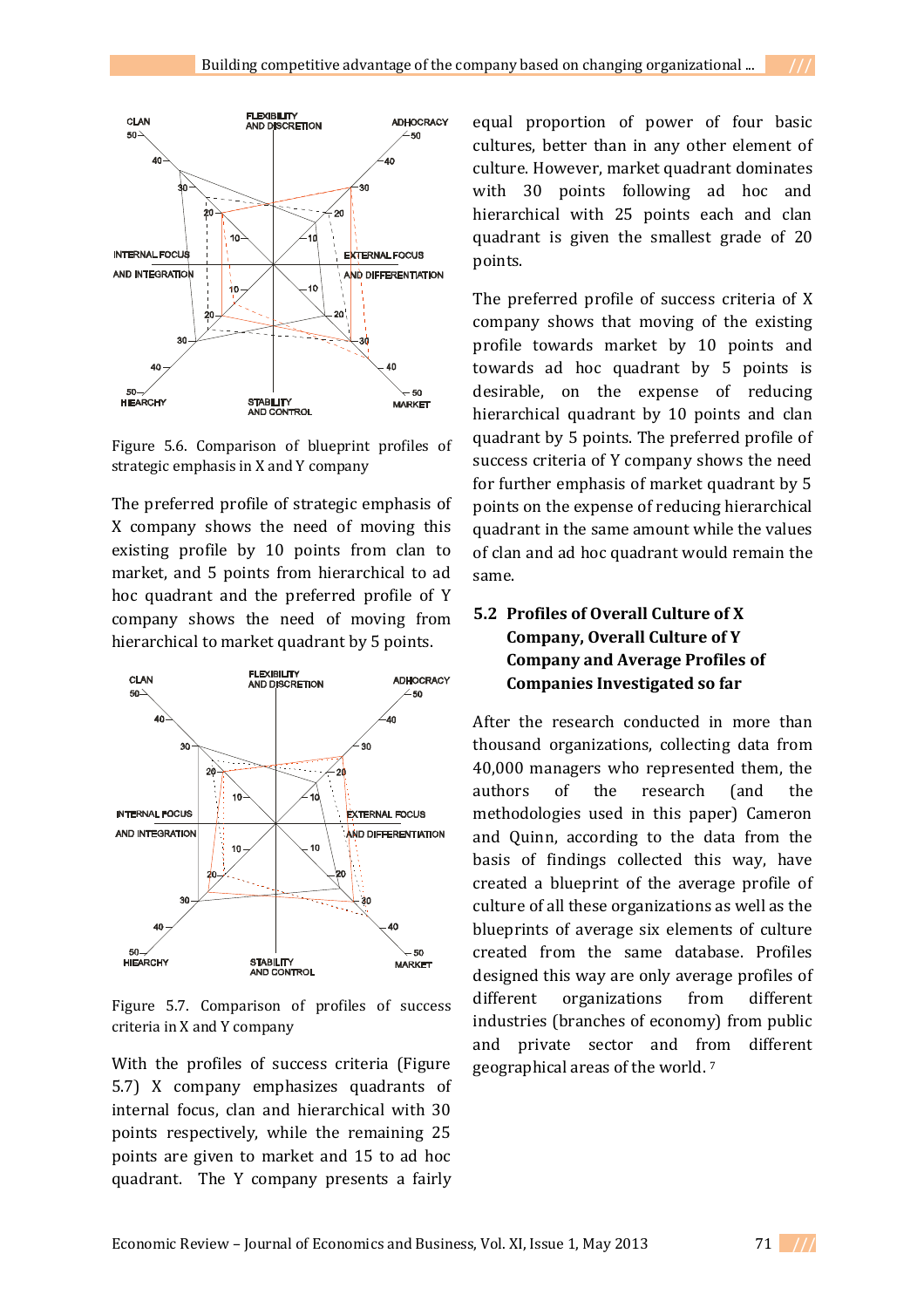Figure 5.6. Comparison of blueprint profiles of strategic emphasis in X and Y company

The preferred profile of strategic emphasis of X company shows the need of moving this existing profile by 10 points from clan to market, and 5 points from hierarchical to ad hoc quadrant and the preferred profile of Y company shows the need of moving from hierarchical to market quadrant by 5 points.

Figure 5.7. Comparison of profiles of success criteria in X and Y company

With the profiles of success criteria (Figure 5.7) X company emphasizes quadrants of internal focus, clan and hierarchical with 30 points respectively, while the remaining 25 points are given to market and 15 to ad hoc quadrant. The Y company presents a fairly equal proportion of power of four basic cultures, better than in any other element of culture. However, market quadrant dominates with 30 points following ad hoc and hierarchical with 25 points each and clan quadrant is given the smallest grade of 20 points.

The preferred profile of success criteria of X company shows that moving of the existing profile towards market by 10 points and towards ad hoc quadrant by 5 points is desirable, on the expense of reducing hierarchical quadrant by 10 points and clan quadrant by 5 points. The preferred profile of success criteria of Y company shows the need for further emphasis of market quadrant by 5 points on the expense of reducing hierarchical quadrant in the same amount while the values of clan and ad hoc quadrant would remain the same.

## 5.2 Profiles of Overall Culture of X Company, Overall Culture of Y Company and Average Profiles of Companies Investigated so far

After the research conducted in more than thousand organizations, collecting data from 40,000 managers who represented them, the authors of the research (and the methodologies used in this paper) Cameron and Quinn, according to the data from the basis of findings collected this way, have created a blueprint of the average profile of culture of all these organizations as well as the blueprints of average six elements of culture created from the same database. Profiles designed this way are only average profiles of different organizations from different industries (branches of economy) from public and private sector and from different geographical areas of the world. [7]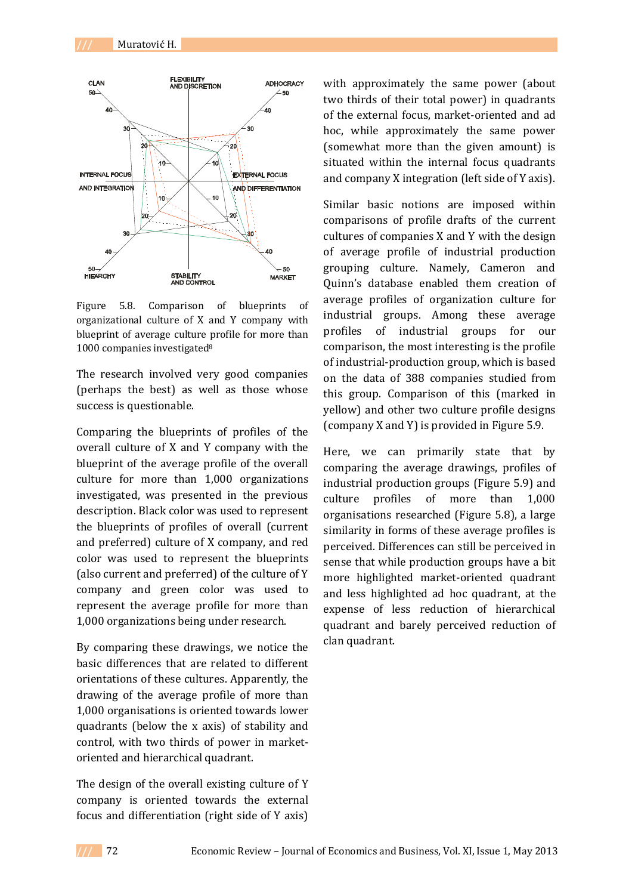Figure 5.8. Comparison of blueprints of organizational culture of X and Y company with blueprint of average culture profile for more than 1000 companies investigated[8]

The research involved very good companies (perhaps the best) as well as those whose success is questionable.

Comparing the blueprints of profiles of the overall culture of X and Y company with the blueprint of the average profile of the overall culture for more than 1,000 organizations investigated, was presented in the previous description. Black color was used to represent the blueprints of profiles of overall (current and preferred) culture of X company, and red color was used to represent the blueprints (also current and preferred) of the culture of Y company and green color was used to represent the average profile for more than 1,000 organizations being under research.

By comparing these drawings, we notice the basic differences that are related to different orientations of these cultures. Apparently, the drawing of the average profile of more than 1,000 organisations is oriented towards lower quadrants (below the x axis) of stability and control, with two thirds of power in market-oriented and hierarchical quadrant.

The design of the overall existing culture of Y company is oriented towards the external focus and differentiation (right side of Y axis) with approximately the same power (about two thirds of their total power) in quadrants of the external focus, market-oriented and ad hoc, while approximately the same power (somewhat more than the given amount) is situated within the internal focus quadrants and company X integration (left side of Y axis).

Similar basic notions are imposed within comparisons of profile drafts of the current cultures of companies X and Y with the design of average profile of industrial production grouping culture. Namely, Cameron and Quinn's database enabled them creation of average profiles of organization culture for industrial groups. Among these average profiles of industrial groups for our comparison, the most interesting is the profile of industrial-production group, which is based on the data of 388 companies studied from this group. Comparison of this (marked in yellow) and other two culture profile designs (company X and Y) is provided in Figure 5.9.

Here, we can primarily state that by comparing the average drawings, profiles of industrial production groups (Figure 5.9) and culture profiles of more than 1,000 organisations researched (Figure 5.8), a large similarity in forms of these average profiles is perceived. Differences can still be perceived in sense that while production groups have a bit more highlighted market-oriented quadrant and less highlighted ad hoc quadrant, at the expense of less reduction of hierarchical quadrant and barely perceived reduction of clan quadrant.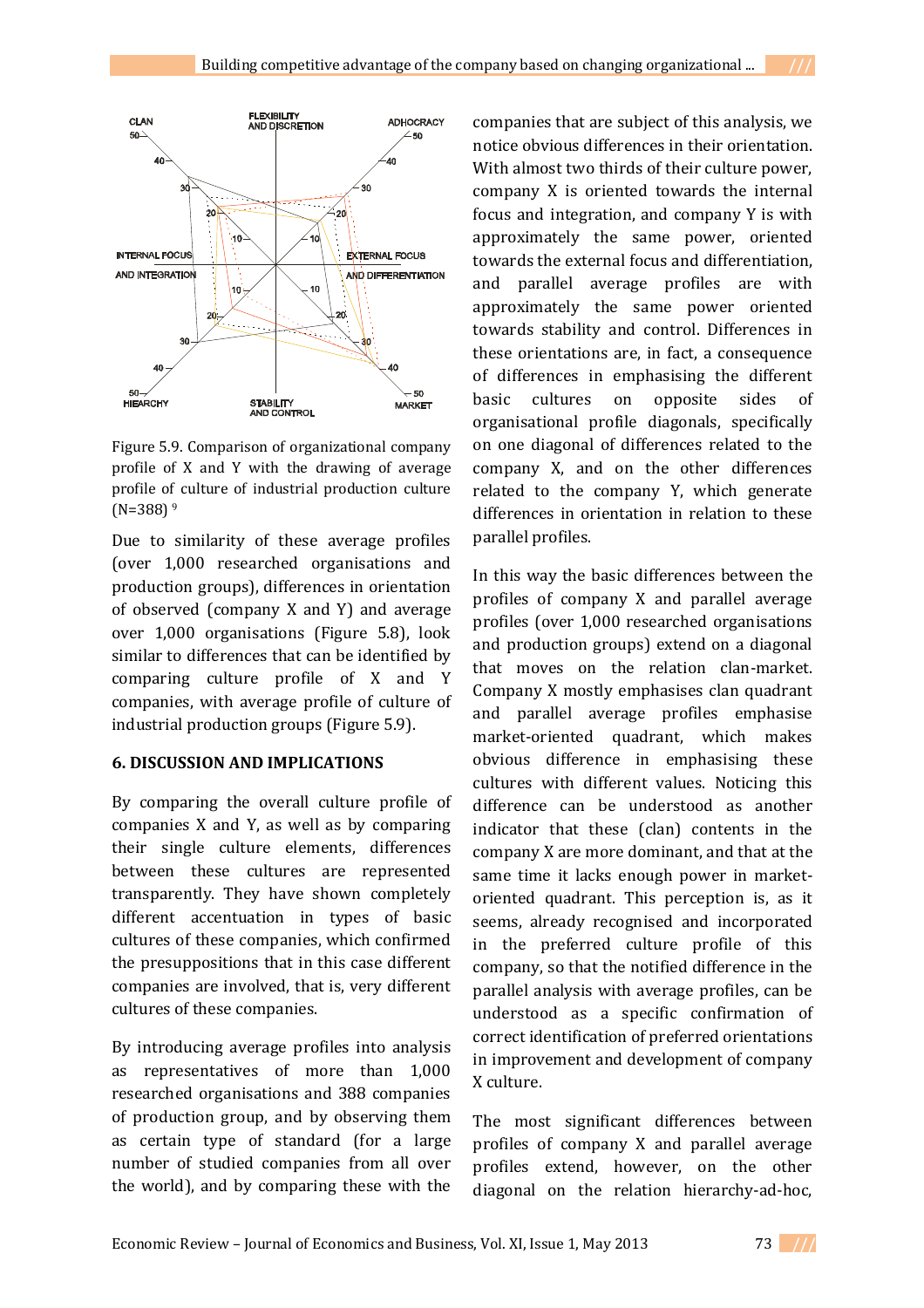Figure 5.9. Comparison of organizational company profile of X and Y with the drawing of average profile of culture of industrial production culture (N=388) [9]

Due to similarity of these average profiles (over 1,000 researched organisations and production groups), differences in orientation of observed (company X and Y) and average over 1,000 organisations (Figure 5.8), look similar to differences that can be identified by comparing culture profile of X and Y companies, with average profile of culture of industrial production groups (Figure 5.9).

## 6. DISCUSSION AND IMPLICATIONS

By comparing the overall culture profile of companies X and Y, as well as by comparing their single culture elements, differences between these cultures are represented transparently. They have shown completely different accentuation in types of basic cultures of these companies, which confirmed the presuppositions that in this case different companies are involved, that is, very different cultures of these companies.

By introducing average profiles into analysis as representatives of more than 1,000 researched organisations and 388 companies of production group, and by observing them as certain type of standard (for a large number of studied companies from all over the world), and by comparing these with the companies that are subject of this analysis, we notice obvious differences in their orientation. With almost two thirds of their culture power, company X is oriented towards the internal focus and integration, and company Y is with approximately the same power, oriented towards the external focus and differentiation, and parallel average profiles are with approximately the same power oriented towards stability and control. Differences in these orientations are, in fact, a consequence of differences in emphasising the different basic cultures on opposite sides of organisational profile diagonals, specifically on one diagonal of differences related to the company X, and on the other differences related to the company Y, which generate differences in orientation in relation to these parallel profiles.

In this way the basic differences between the profiles of company X and parallel average profiles (over 1,000 researched organisations and production groups) extend on a diagonal that moves on the relation clan-market. Company X mostly emphasises clan quadrant and parallel average profiles emphasise market-oriented quadrant, which makes obvious difference in emphasising these cultures with different values. Noticing this difference can be understood as another indicator that these (clan) contents in the company X are more dominant, and that at the same time it lacks enough power in market-oriented quadrant. This perception is, as it seems, already recognised and incorporated in the preferred culture profile of this company, so that the notified difference in the parallel analysis with average profiles, can be understood as a specific confirmation of correct identification of preferred orientations in improvement and development of company X culture.

The most significant differences between profiles of company X and parallel average profiles extend, however, on the other diagonal on the relation hierarchy-ad-hoc,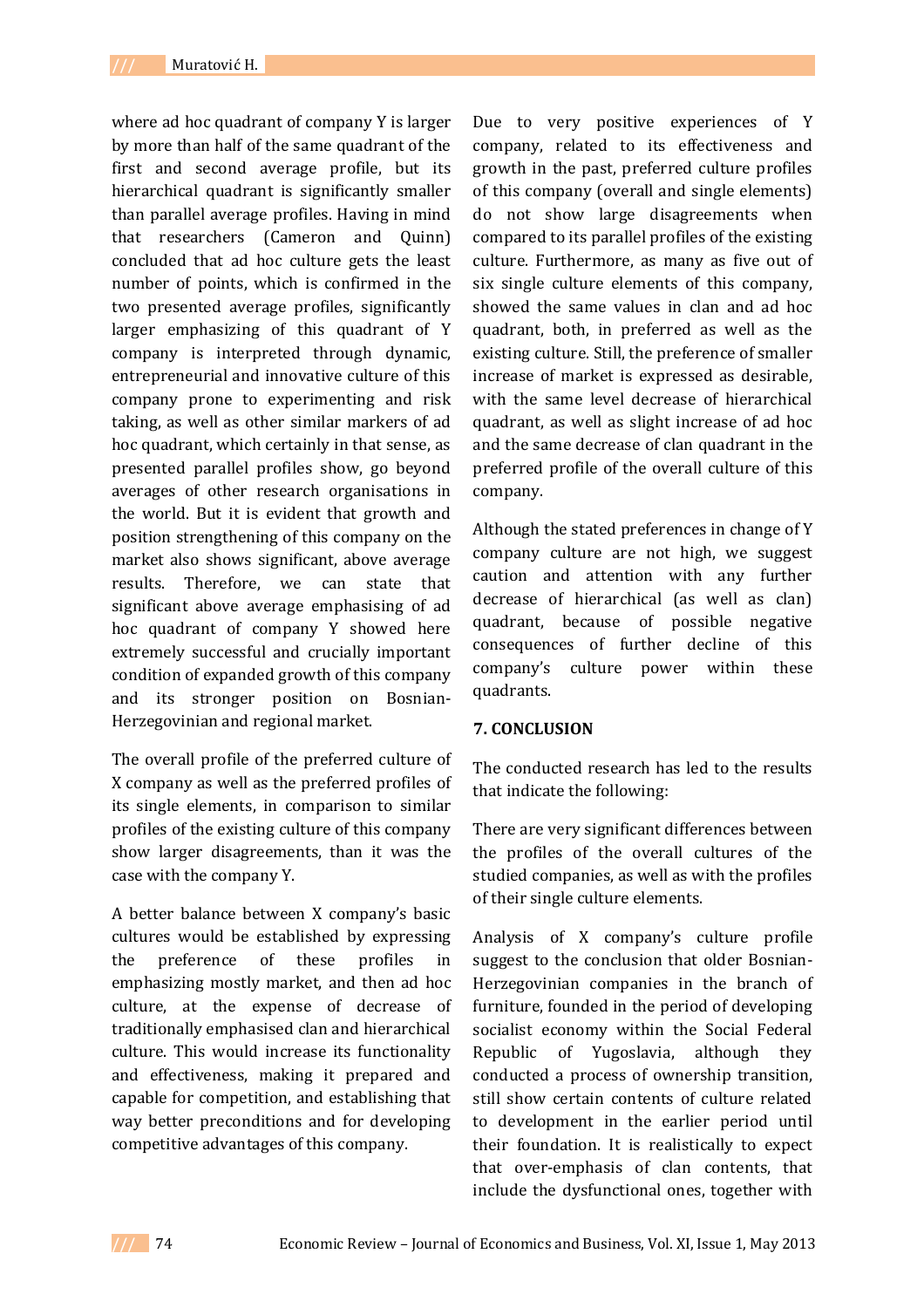where ad hoc quadrant of company Y is larger by more than half of the same quadrant of the first and second average profile, but its hierarchical quadrant is significantly smaller than parallel average profiles. Having in mind that researchers (Cameron and Quinn) concluded that ad hoc culture gets the least number of points, which is confirmed in the two presented average profiles, significantly larger emphasizing of this quadrant of Y company is interpreted through dynamic, entrepreneurial and innovative culture of this company prone to experimenting and risk taking, as well as other similar markers of ad hoc quadrant, which certainly in that sense, as presented parallel profiles show, go beyond averages of other research organisations in the world. But it is evident that growth and position strengthening of this company on the market also shows significant, above average results. Therefore, we can state that significant above average emphasising of ad hoc quadrant of company Y showed here extremely successful and crucially important condition of expanded growth of this company and its stronger position on Bosnian-Herzegovinian and regional market.

The overall profile of the preferred culture of X company as well as the preferred profiles of its single elements, in comparison to similar profiles of the existing culture of this company show larger disagreements, than it was the case with the company Y.

A better balance between X company's basic cultures would be established by expressing the preference of these profiles in emphasizing mostly market, and then ad hoc culture, at the expense of decrease of traditionally emphasised clan and hierarchical culture. This would increase its functionality and effectiveness, making it prepared and capable for competition, and establishing that way better preconditions and for developing competitive advantages of this company.

Due to very positive experiences of Y company, related to its effectiveness and growth in the past, preferred culture profiles of this company (overall and single elements) do not show large disagreements when compared to its parallel profiles of the existing culture. Furthermore, as many as five out of six single culture elements of this company, showed the same values in clan and ad hoc quadrant, both, in preferred as well as the existing culture. Still, the preference of smaller increase of market is expressed as desirable, with the same level decrease of hierarchical quadrant, as well as slight increase of ad hoc and the same decrease of clan quadrant in the preferred profile of the overall culture of this company.

Although the stated preferences in change of Y company culture are not high, we suggest caution and attention with any further decrease of hierarchical (as well as clan) quadrant, because of possible negative consequences of further decline of this company's culture power within these quadrants.

## 7. CONCLUSION

The conducted research has led to the results that indicate the following:

There are very significant differences between the profiles of the overall cultures of the studied companies, as well as with the profiles of their single culture elements.

Analysis of X company's culture profile suggest to the conclusion that older Bosnian-Herzegovinian companies in the branch of furniture, founded in the period of developing socialist economy within the Social Federal Republic of Yugoslavia, although they conducted a process of ownership transition, still show certain contents of culture related to development in the earlier period until their foundation. It is realistically to expect that over-emphasis of clan contents, that include the dysfunctional ones, together with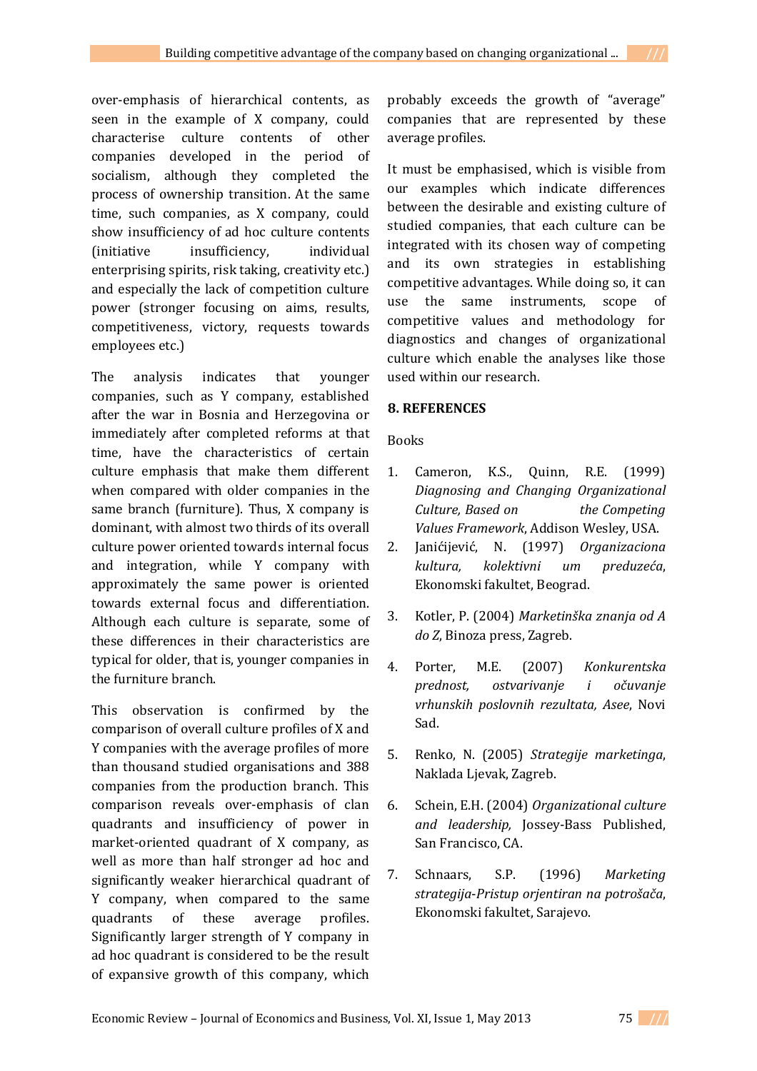over-emphasis of hierarchical contents, as seen in the example of X company, could characterise culture contents of other companies developed in the period of socialism, although they completed the process of ownership transition. At the same time, such companies, as X company, could show insufficiency of ad hoc culture contents (initiative insufficiency, individual enterprising spirits, risk taking, creativity etc.) and especially the lack of competition culture power (stronger focusing on aims, results, competitiveness, victory, requests towards employees etc.)

The analysis indicates that younger companies, such as Y company, established after the war in Bosnia and Herzegovina or immediately after completed reforms at that time, have the characteristics of certain culture emphasis that make them different when compared with older companies in the same branch (furniture). Thus, X company is dominant, with almost two thirds of its overall culture power oriented towards internal focus and integration, while Y company with approximately the same power is oriented towards external focus and differentiation. Although each culture is separate, some of these differences in their characteristics are typical for older, that is, younger companies in the furniture branch.

This observation is confirmed by the comparison of overall culture profiles of X and Y companies with the average profiles of more than thousand studied organisations and 388 companies from the production branch. This comparison reveals over-emphasis of clan quadrants and insufficiency of power in market-oriented quadrant of X company, as well as more than half stronger ad hoc and significantly weaker hierarchical quadrant of Y company, when compared to the same quadrants of these average profiles. Significantly larger strength of Y company in ad hoc quadrant is considered to be the result of expansive growth of this company, which probably exceeds the growth of "average" companies that are represented by these average profiles.

It must be emphasised, which is visible from our examples which indicate differences between the desirable and existing culture of studied companies, that each culture can be integrated with its chosen way of competing and its own strategies in establishing competitive advantages. While doing so, it can use the same instruments, scope of competitive values and methodology for diagnostics and changes of organizational culture which enable the analyses like those used within our research.

## 8. REFERENCES

Books

1. Cameron, K.S., Quinn, R.E. (1999) *Diagnosing and Changing Organizational Culture, Based on the Competing Values Framework*, Addison Wesley, USA.
2. Janićijević, N. (1997) *Organizaciona kultura, kolektivni um preduzeća*, Ekonomski fakultet, Beograd.
3. Kotler, P. (2004) *Marketinška znanja od A do Z*, Binoza press, Zagreb.
4. Porter, M.E. (2007) *Konkurentska prednost, ostvarivanje i očuvanje vrhunskih poslovnih rezultata, Asee*, Novi Sad.
5. Renko, N. (2005) *Strategije marketinga*, Naklada Ljevak, Zagreb.
6. Schein, E.H. (2004) *Organizational culture and leadership,* Jossey-Bass Published, San Francisco, CA.
7. Schnaars, S.P. (1996) *Marketing strategija-Pristup orjentiran na potrošača*, Ekonomski fakultet, Sarajevo.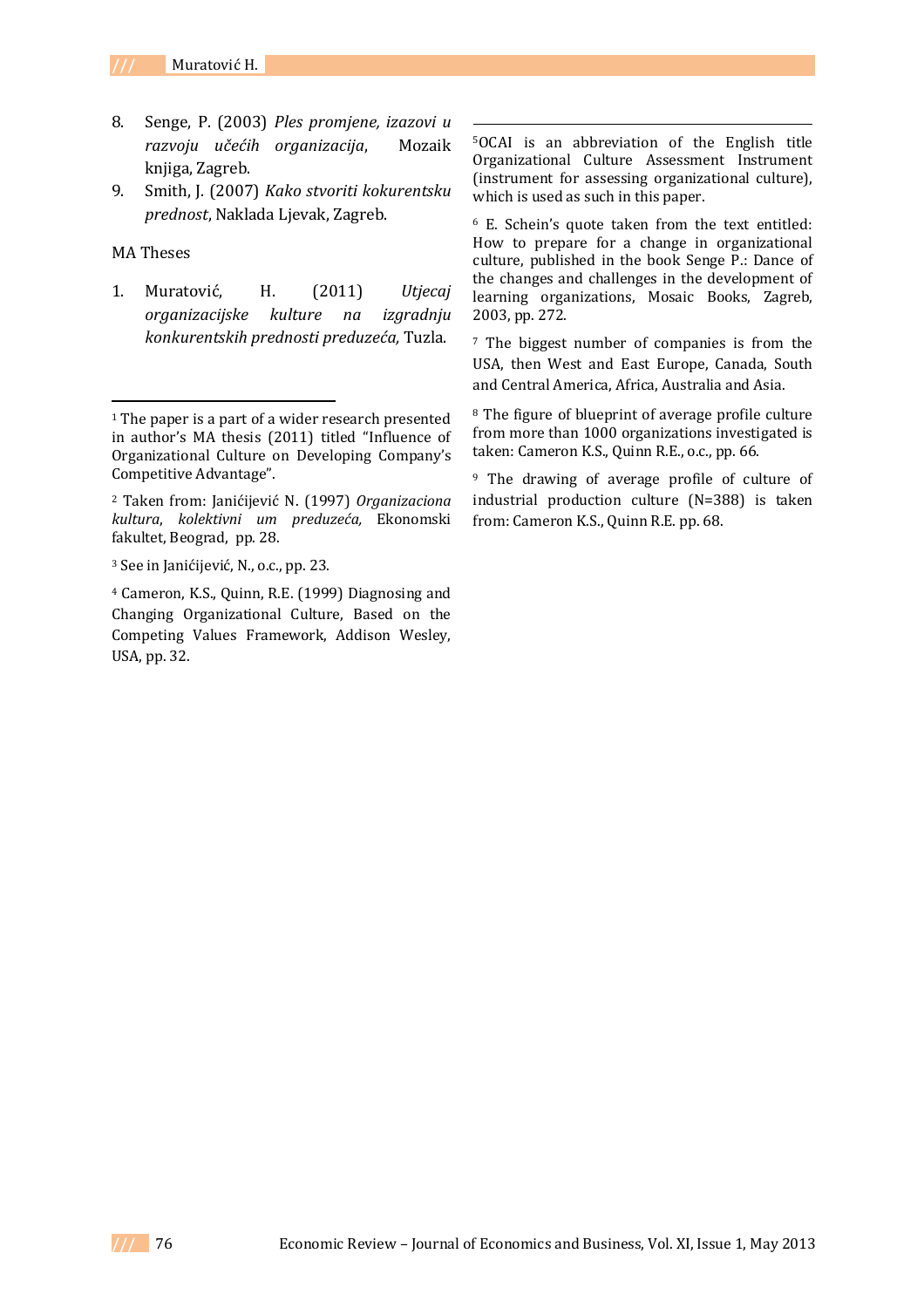8. Senge, P. (2003) *Ples promjene, izazovi u razvoju učećih organizacija*, Mozaik knjiga, Zagreb.
9. Smith, J. (2007) *Kako stvoriti kokurentsku prednost*, Naklada Ljevak, Zagreb.

MA Theses

1. Muratović, H. (2011) *Utjecaj organizacijske kulture na izgradnju konkurentskih prednosti preduzeća,* Tuzla.

---

[1] The paper is a part of a wider research presented in author's MA thesis (2011) titled "Influence of Organizational Culture on Developing Company's Competitive Advantage".

[2] Taken from: Janićijević N. (1997) *Organizaciona kultura, kolektivni um preduzeća,* Ekonomski fakultet, Beograd, pp. 28.

[3] See in Janićijević, N., o.c., pp. 23.

[4] Cameron, K.S., Quinn, R.E. (1999) Diagnosing and Changing Organizational Culture, Based on the Competing Values Framework, Addison Wesley, USA, pp. 32.

[5] OCAI is an abbreviation of the English title Organizational Culture Assessment Instrument (instrument for assessing organizational culture), which is used as such in this paper.

[6] E. Schein's quote taken from the text entitled: How to prepare for a change in organizational culture, published in the book Senge P.: Dance of the changes and challenges in the development of learning organizations, Mosaic Books, Zagreb, 2003, pp. 272.

[7] The biggest number of companies is from the USA, then West and East Europe, Canada, South and Central America, Africa, Australia and Asia.

[8] The figure of blueprint of average profile culture from more than 1000 organizations investigated is taken: Cameron K.S., Quinn R.E., o.c., pp. 66.

[9] The drawing of average profile of culture of industrial production culture (N=388) is taken from: Cameron K.S., Quinn R.E. pp. 68.